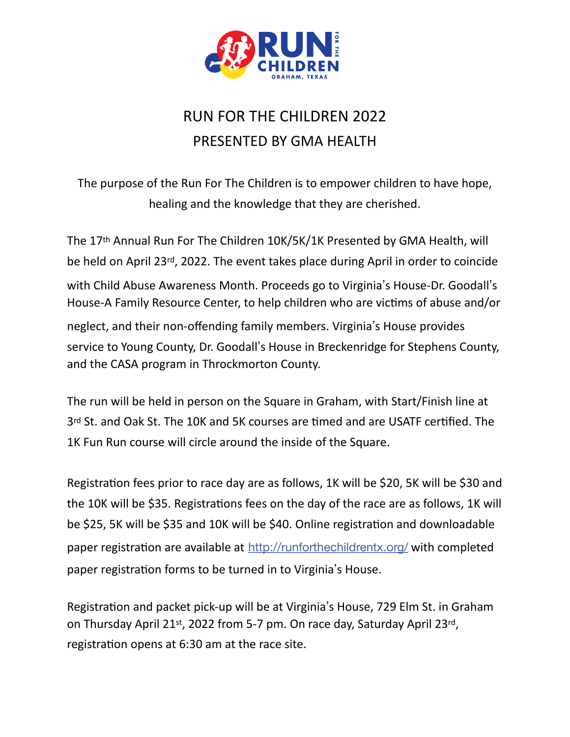# RUN FOR THE CHILDREN 2022
# PRESENTED BY GMA HEALTH

The purpose of the Run For The Children is to empower children to have hope, healing and the knowledge that they are cherished.

The 17th Annual Run For The Children 10K/5K/1K Presented by GMA Health, will be held on April 23rd, 2022. The event takes place during April in order to coincide with Child Abuse Awareness Month. Proceeds go to Virginia's House-Dr. Goodall's House-A Family Resource Center, to help children who are victims of abuse and/or neglect, and their non-offending family members. Virginia's House provides service to Young County, Dr. Goodall's House in Breckenridge for Stephens County, and the CASA program in Throckmorton County.

The run will be held in person on the Square in Graham, with Start/Finish line at 3rd St. and Oak St. The 10K and 5K courses are timed and are USATF certified. The 1K Fun Run course will circle around the inside of the Square.

Registration fees prior to race day are as follows, 1K will be $20, 5K will be $30 and the 10K will be $35. Registrations fees on the day of the race are as follows, 1K will be $25, 5K will be $35 and 10K will be $40. Online registration and downloadable paper registration are available at http://runforthechildrentx.org/ with completed paper registration forms to be turned in to Virginia's House.

Registration and packet pick-up will be at Virginia's House, 729 Elm St. in Graham on Thursday April 21st, 2022 from 5-7 pm. On race day, Saturday April 23rd, registration opens at 6:30 am at the race site.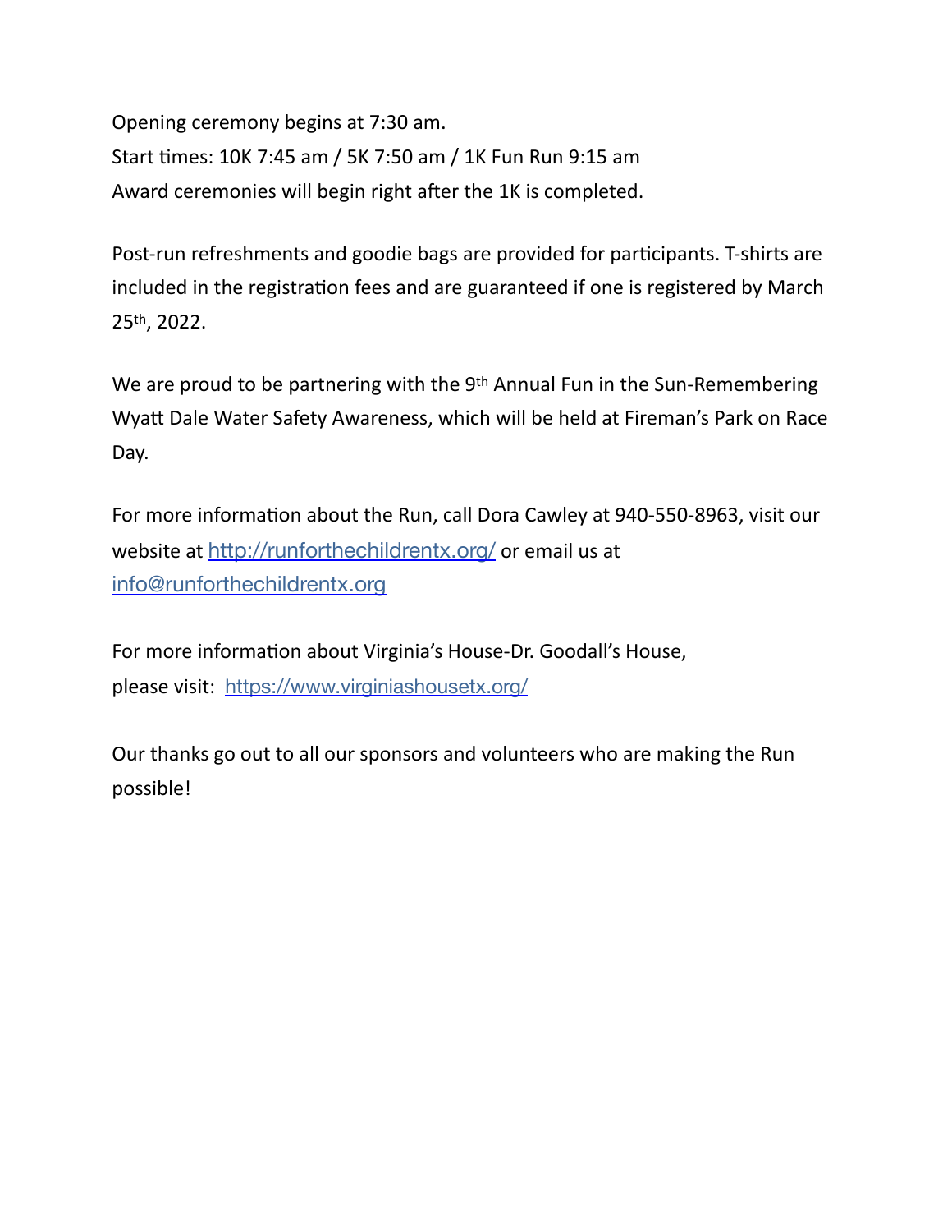Opening ceremony begins at 7:30 am.
Start times: 10K 7:45 am / 5K 7:50 am / 1K Fun Run 9:15 am
Award ceremonies will begin right after the 1K is completed.

Post-run refreshments and goodie bags are provided for participants. T-shirts are included in the registration fees and are guaranteed if one is registered by March 25th, 2022.

We are proud to be partnering with the 9th Annual Fun in the Sun-Remembering Wyatt Dale Water Safety Awareness, which will be held at Fireman's Park on Race Day.

For more information about the Run, call Dora Cawley at 940-550-8963, visit our website at http://runforthechildrentx.org/ or email us at info@runforthechildrentx.org

For more information about Virginia's House-Dr. Goodall's House, please visit: https://www.virginiashousetx.org/

Our thanks go out to all our sponsors and volunteers who are making the Run possible!